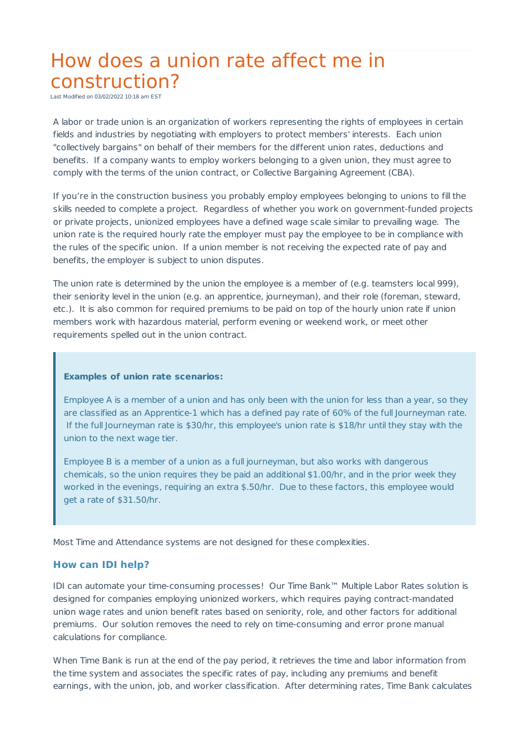# How does a union rate affect me in construction?

Last Modified on 03/02/2022 10:18 am EST

A labor or trade union is an organization of workers representing the rights of employees in certain fields and industries by negotiating with employers to protect members' interests. Each union "collectively bargains" on behalf of their members for the different union rates, deductions and benefits. If a company wants to employ workers belonging to a given union, they must agree to comply with the terms of the union contract, or Collective Bargaining Agreement (CBA).

If you're in the construction business you probably employ employees belonging to unions to fill the skills needed to complete a project. Regardless of whether you work on government-funded projects or private projects, unionized employees have a defined wage scale similar to prevailing wage. The union rate is the required hourly rate the employer must pay the employee to be in compliance with the rules of the specific union. If a union member is not receiving the expected rate of pay and benefits, the employer is subject to union disputes.

The union rate is determined by the union the employee is a member of (e.g. teamsters local 999), their seniority level in the union (e.g. an apprentice, journeyman), and their role (foreman, steward, etc.). It is also common for required premiums to be paid on top of the hourly union rate if union members work with hazardous material, perform evening or weekend work, or meet other requirements spelled out in the union contract.

> **Examples of union rate scenarios:**
>
> Employee A is a member of a union and has only been with the union for less than a year, so they are classified as an Apprentice-1 which has a defined pay rate of 60% of the full Journeyman rate. If the full Journeyman rate is $30/hr, this employee's union rate is $18/hr until they stay with the union to the next wage tier.
>
> Employee B is a member of a union as a full journeyman, but also works with dangerous chemicals, so the union requires they be paid an additional $1.00/hr, and in the prior week they worked in the evenings, requiring an extra $.50/hr. Due to these factors, this employee would get a rate of $31.50/hr.

Most Time and Attendance systems are not designed for these complexities.

### How can IDI help?

IDI can automate your time-consuming processes! Our Time Bank™ Multiple Labor Rates solution is designed for companies employing unionized workers, which requires paying contract-mandated union wage rates and union benefit rates based on seniority, role, and other factors for additional premiums. Our solution removes the need to rely on time-consuming and error prone manual calculations for compliance.

When Time Bank is run at the end of the pay period, it retrieves the time and labor information from the time system and associates the specific rates of pay, including any premiums and benefit earnings, with the union, job, and worker classification. After determining rates, Time Bank calculates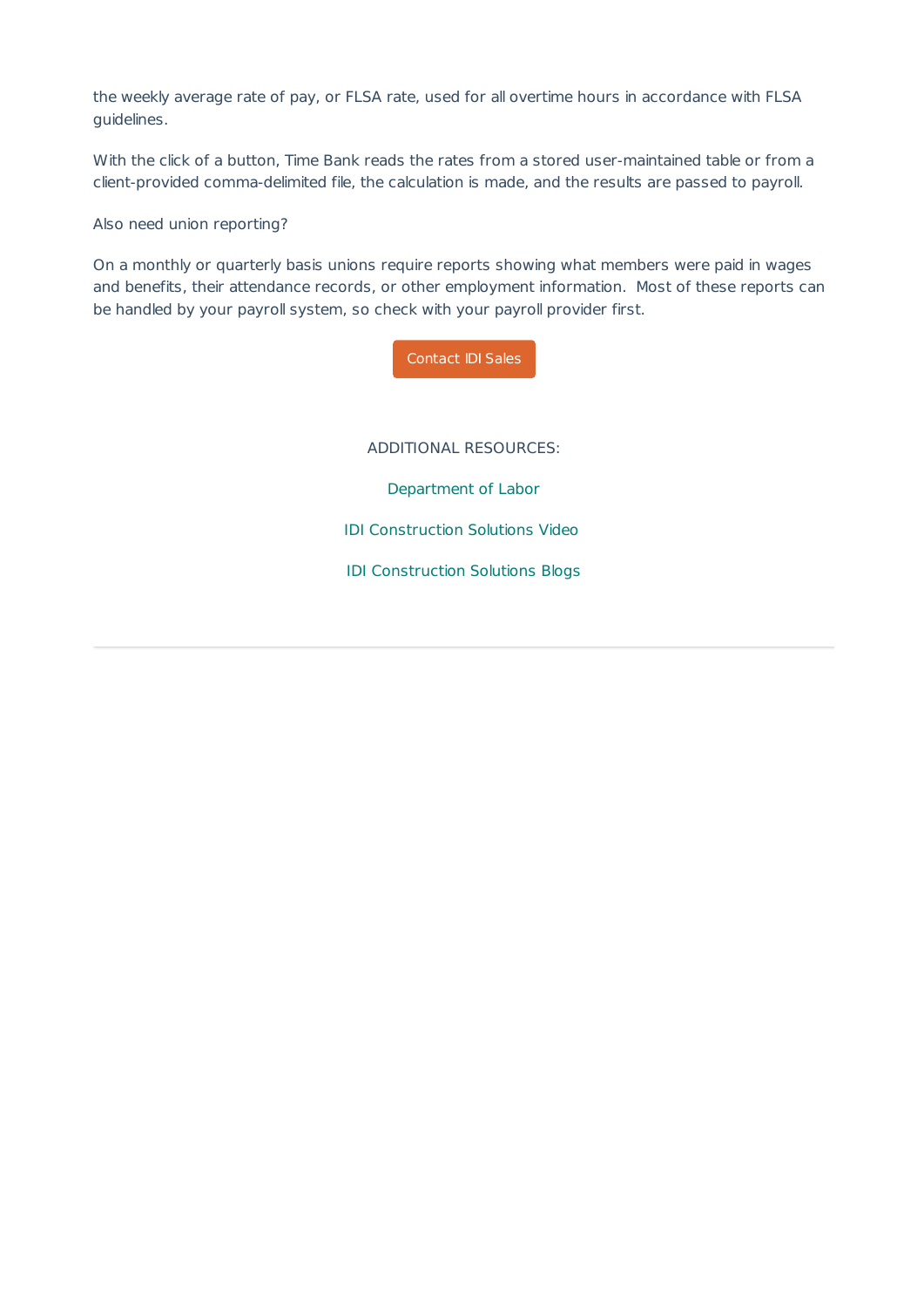the weekly average rate of pay, or FLSA rate, used for all overtime hours in accordance with FLSA guidelines.

With the click of a button, Time Bank reads the rates from a stored user-maintained table or from a client-provided comma-delimited file, the calculation is made, and the results are passed to payroll.

Also need union reporting?

On a monthly or quarterly basis unions require reports showing what members were paid in wages and benefits, their attendance records, or other employment information.  Most of these reports can be handled by your payroll system, so check with your payroll provider first.

Contact IDI Sales

ADDITIONAL RESOURCES:

Department of Labor

IDI Construction Solutions Video

IDI Construction Solutions Blogs